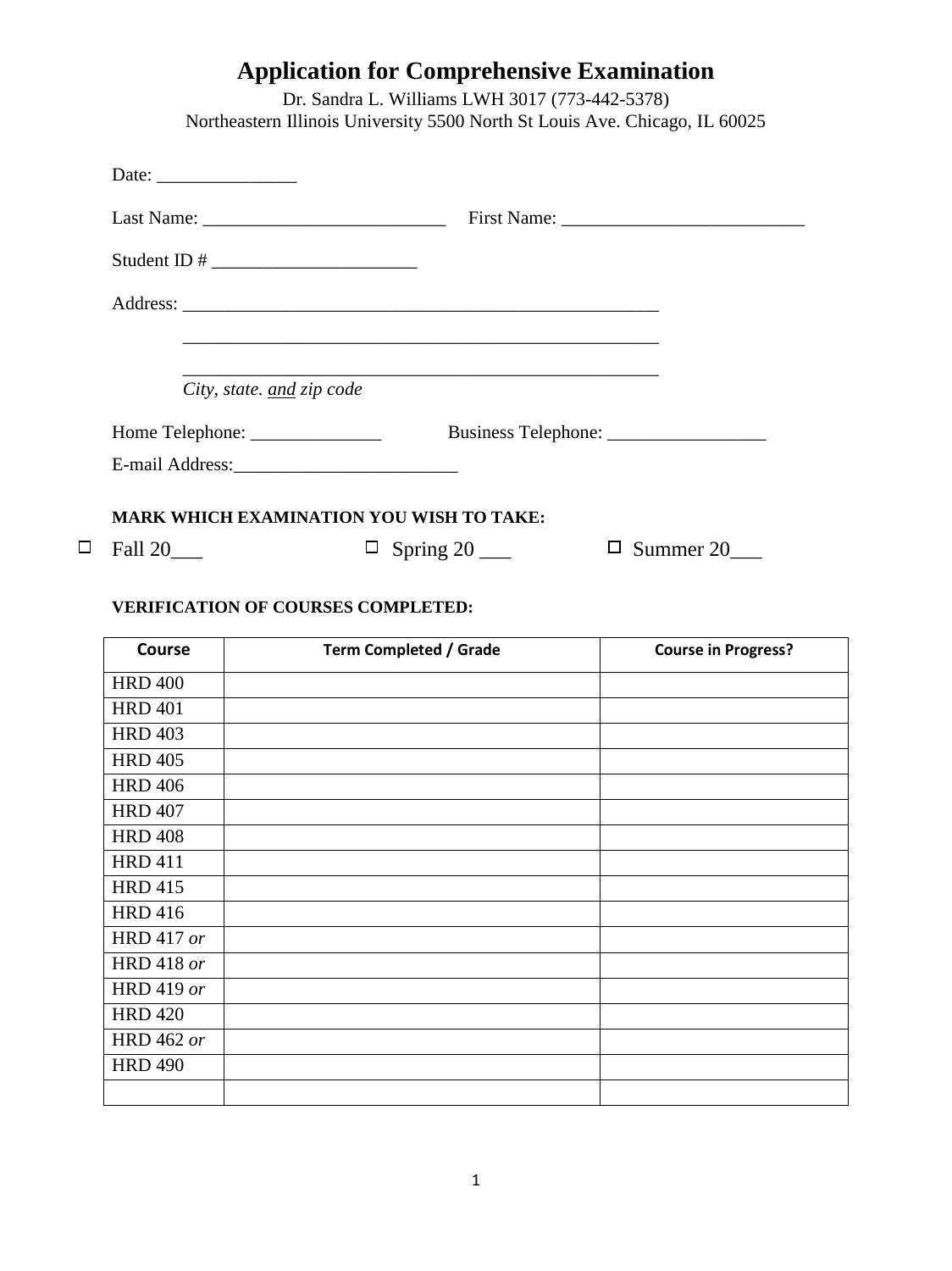# Application for Comprehensive Examination

Dr. Sandra L. Williams LWH 3017 (773-442-5378)
Northeastern Illinois University 5500 North St Louis Ave. Chicago, IL 60025

Date: _______________

Last Name: __________________________ First Name: __________________________

Student ID # ______________________

Address: ____________________________________________________

____________________________________________________

____________________________________________________
*City, state.* ***and*** *zip code*

Home Telephone: ______________ Business Telephone: _________________

E-mail Address:________________________

**MARK WHICH EXAMINATION YOU WISH TO TAKE:**

☐ Fall 20___ ☐ Spring 20 ___ ☐ Summer 20___

**VERIFICATION OF COURSES COMPLETED:**

| Course | Term Completed / Grade | Course in Progress? |
|---|---|---|
| HRD 400 | | |
| HRD 401 | | |
| HRD 403 | | |
| HRD 405 | | |
| HRD 406 | | |
| HRD 407 | | |
| HRD 408 | | |
| HRD 411 | | |
| HRD 415 | | |
| HRD 416 | | |
| HRD 417 *or* | | |
| HRD 418 *or* | | |
| HRD 419 *or* | | |
| HRD 420 | | |
| HRD 462 *or* | | |
| HRD 490 | | |
| | | |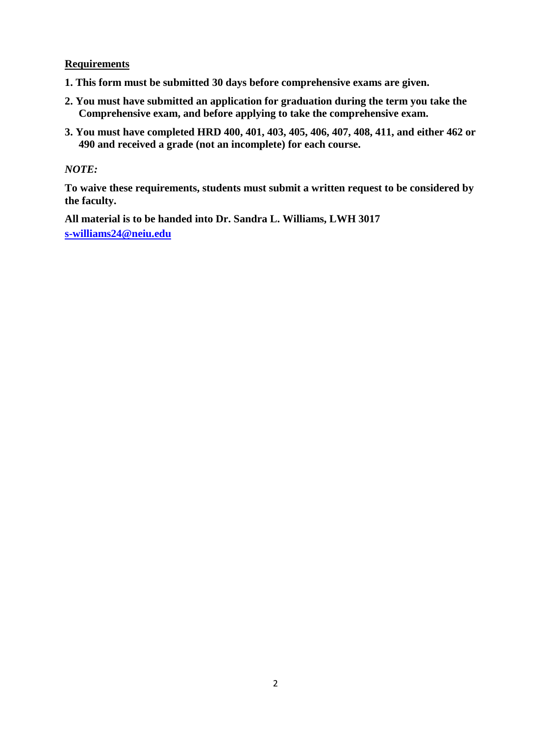<u>**Requirements**</u>

1. **This form must be submitted 30 days before comprehensive exams are given.**
2. **You must have submitted an application for graduation during the term you take the Comprehensive exam, and before applying to take the comprehensive exam.**
3. **You must have completed HRD 400, 401, 403, 405, 406, 407, 408, 411, and either 462 or 490 and received a grade (not an incomplete) for each course.**

***NOTE:***

**To waive these requirements, students must submit a written request to be considered by the faculty.**

**All material is to be handed into Dr. Sandra L. Williams, LWH 3017**
**s-williams24@neiu.edu**